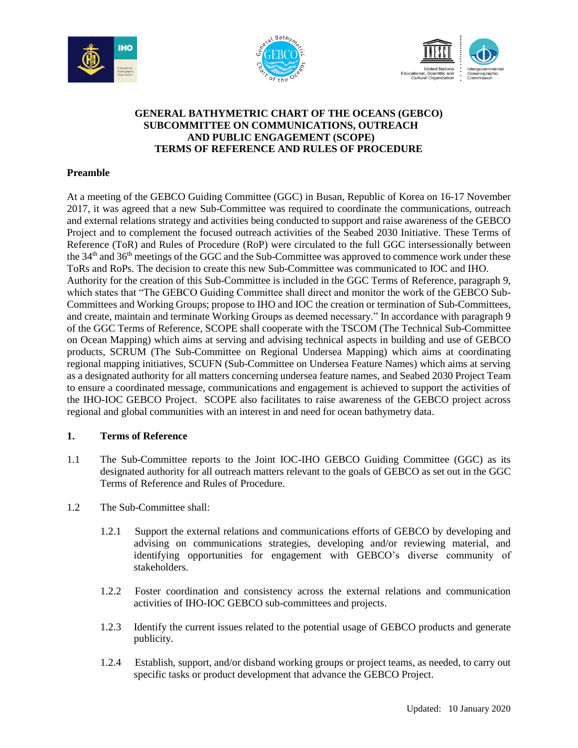# GENERAL BATHYMETRIC CHART OF THE OCEANS (GEBCO) SUBCOMMITTEE ON COMMUNICATIONS, OUTREACH AND PUBLIC ENGAGEMENT (SCOPE) TERMS OF REFERENCE AND RULES OF PROCEDURE

## Preamble

At a meeting of the GEBCO Guiding Committee (GGC) in Busan, Republic of Korea on 16-17 November 2017, it was agreed that a new Sub-Committee was required to coordinate the communications, outreach and external relations strategy and activities being conducted to support and raise awareness of the GEBCO Project and to complement the focused outreach activities of the Seabed 2030 Initiative. These Terms of Reference (ToR) and Rules of Procedure (RoP) were circulated to the full GGC intersessionally between the 34th and 36th meetings of the GGC and the Sub-Committee was approved to commence work under these ToRs and RoPs. The decision to create this new Sub-Committee was communicated to IOC and IHO.
Authority for the creation of this Sub-Committee is included in the GGC Terms of Reference, paragraph 9, which states that "The GEBCO Guiding Committee shall direct and monitor the work of the GEBCO Sub-Committees and Working Groups; propose to IHO and IOC the creation or termination of Sub-Committees, and create, maintain and terminate Working Groups as deemed necessary." In accordance with paragraph 9 of the GGC Terms of Reference, SCOPE shall cooperate with the TSCOM (The Technical Sub-Committee on Ocean Mapping) which aims at serving and advising technical aspects in building and use of GEBCO products, SCRUM (The Sub-Committee on Regional Undersea Mapping) which aims at coordinating regional mapping initiatives, SCUFN (Sub-Committee on Undersea Feature Names) which aims at serving as a designated authority for all matters concerning undersea feature names, and Seabed 2030 Project Team to ensure a coordinated message, communications and engagement is achieved to support the activities of the IHO-IOC GEBCO Project. SCOPE also facilitates to raise awareness of the GEBCO project across regional and global communities with an interest in and need for ocean bathymetry data.

## 1. Terms of Reference

1.1 The Sub-Committee reports to the Joint IOC-IHO GEBCO Guiding Committee (GGC) as its designated authority for all outreach matters relevant to the goals of GEBCO as set out in the GGC Terms of Reference and Rules of Procedure.

1.2 The Sub-Committee shall:

1.2.1 Support the external relations and communications efforts of GEBCO by developing and advising on communications strategies, developing and/or reviewing material, and identifying opportunities for engagement with GEBCO's diverse community of stakeholders.

1.2.2 Foster coordination and consistency across the external relations and communication activities of IHO-IOC GEBCO sub-committees and projects.

1.2.3 Identify the current issues related to the potential usage of GEBCO products and generate publicity.

1.2.4 Establish, support, and/or disband working groups or project teams, as needed, to carry out specific tasks or product development that advance the GEBCO Project.

Updated: 10 January 2020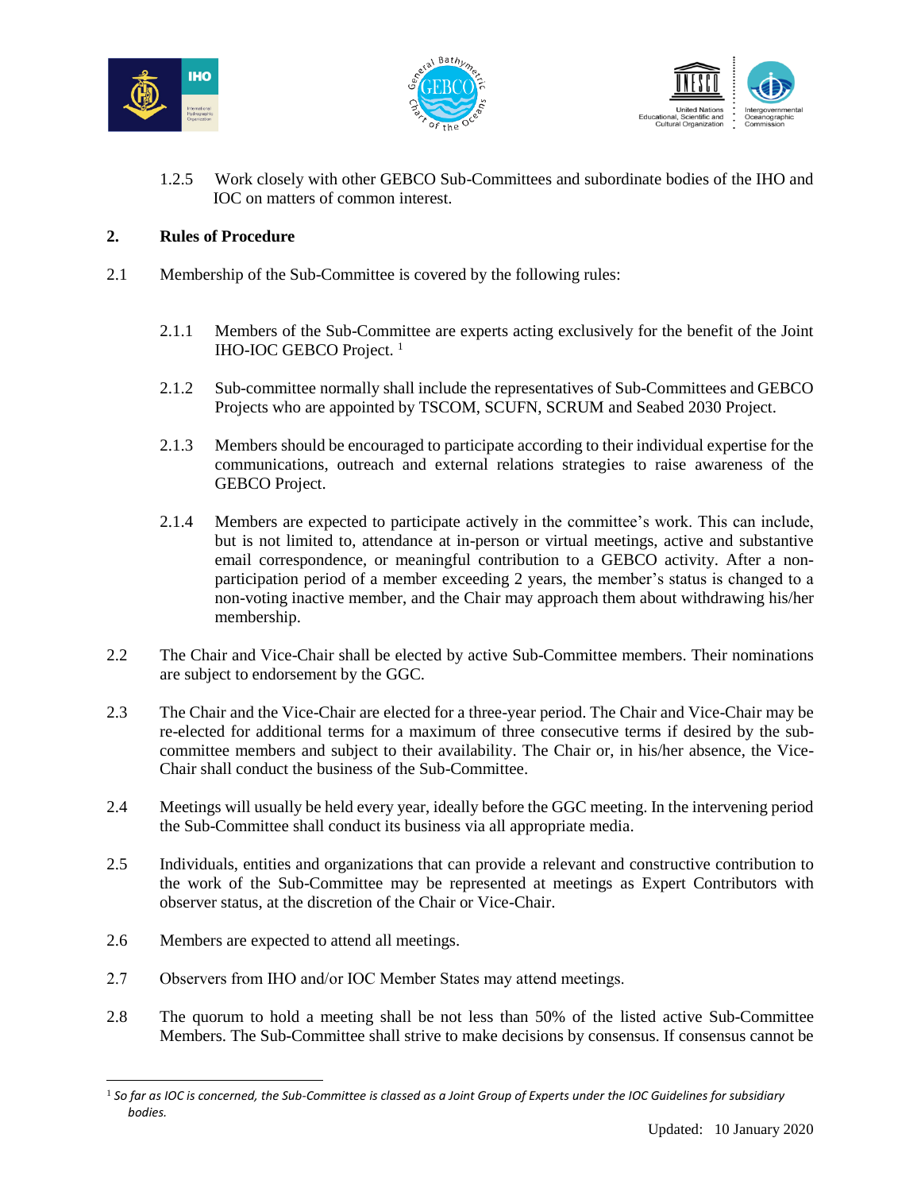1.2.5 Work closely with other GEBCO Sub-Committees and subordinate bodies of the IHO and IOC on matters of common interest.

## 2. Rules of Procedure

2.1 Membership of the Sub-Committee is covered by the following rules:

2.1.1 Members of the Sub-Committee are experts acting exclusively for the benefit of the Joint IHO-IOC GEBCO Project. [1]

2.1.2 Sub-committee normally shall include the representatives of Sub-Committees and GEBCO Projects who are appointed by TSCOM, SCUFN, SCRUM and Seabed 2030 Project.

2.1.3 Members should be encouraged to participate according to their individual expertise for the communications, outreach and external relations strategies to raise awareness of the GEBCO Project.

2.1.4 Members are expected to participate actively in the committee's work. This can include, but is not limited to, attendance at in-person or virtual meetings, active and substantive email correspondence, or meaningful contribution to a GEBCO activity. After a non-participation period of a member exceeding 2 years, the member's status is changed to a non-voting inactive member, and the Chair may approach them about withdrawing his/her membership.

2.2 The Chair and Vice-Chair shall be elected by active Sub-Committee members. Their nominations are subject to endorsement by the GGC.

2.3 The Chair and the Vice-Chair are elected for a three-year period. The Chair and Vice-Chair may be re-elected for additional terms for a maximum of three consecutive terms if desired by the sub-committee members and subject to their availability. The Chair or, in his/her absence, the Vice-Chair shall conduct the business of the Sub-Committee.

2.4 Meetings will usually be held every year, ideally before the GGC meeting. In the intervening period the Sub-Committee shall conduct its business via all appropriate media.

2.5 Individuals, entities and organizations that can provide a relevant and constructive contribution to the work of the Sub-Committee may be represented at meetings as Expert Contributors with observer status, at the discretion of the Chair or Vice-Chair.

2.6 Members are expected to attend all meetings.

2.7 Observers from IHO and/or IOC Member States may attend meetings.

2.8 The quorum to hold a meeting shall be not less than 50% of the listed active Sub-Committee Members. The Sub-Committee shall strive to make decisions by consensus. If consensus cannot be

---

[1] *So far as IOC is concerned, the Sub-Committee is classed as a Joint Group of Experts under the IOC Guidelines for subsidiary bodies.*

Updated: 10 January 2020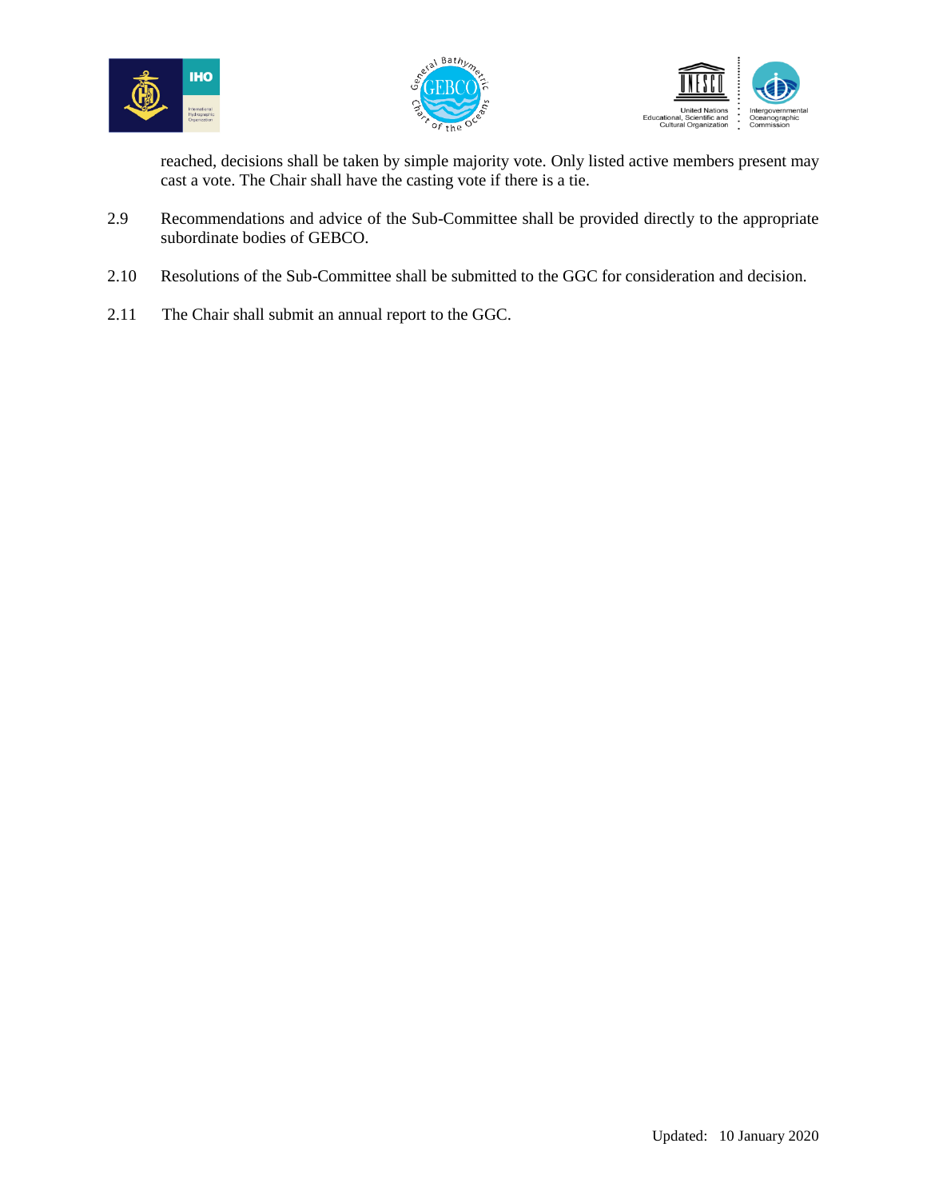reached, decisions shall be taken by simple majority vote. Only listed active members present may cast a vote. The Chair shall have the casting vote if there is a tie.

2.9 Recommendations and advice of the Sub-Committee shall be provided directly to the appropriate subordinate bodies of GEBCO.

2.10 Resolutions of the Sub-Committee shall be submitted to the GGC for consideration and decision.

2.11 The Chair shall submit an annual report to the GGC.

Updated: 10 January 2020